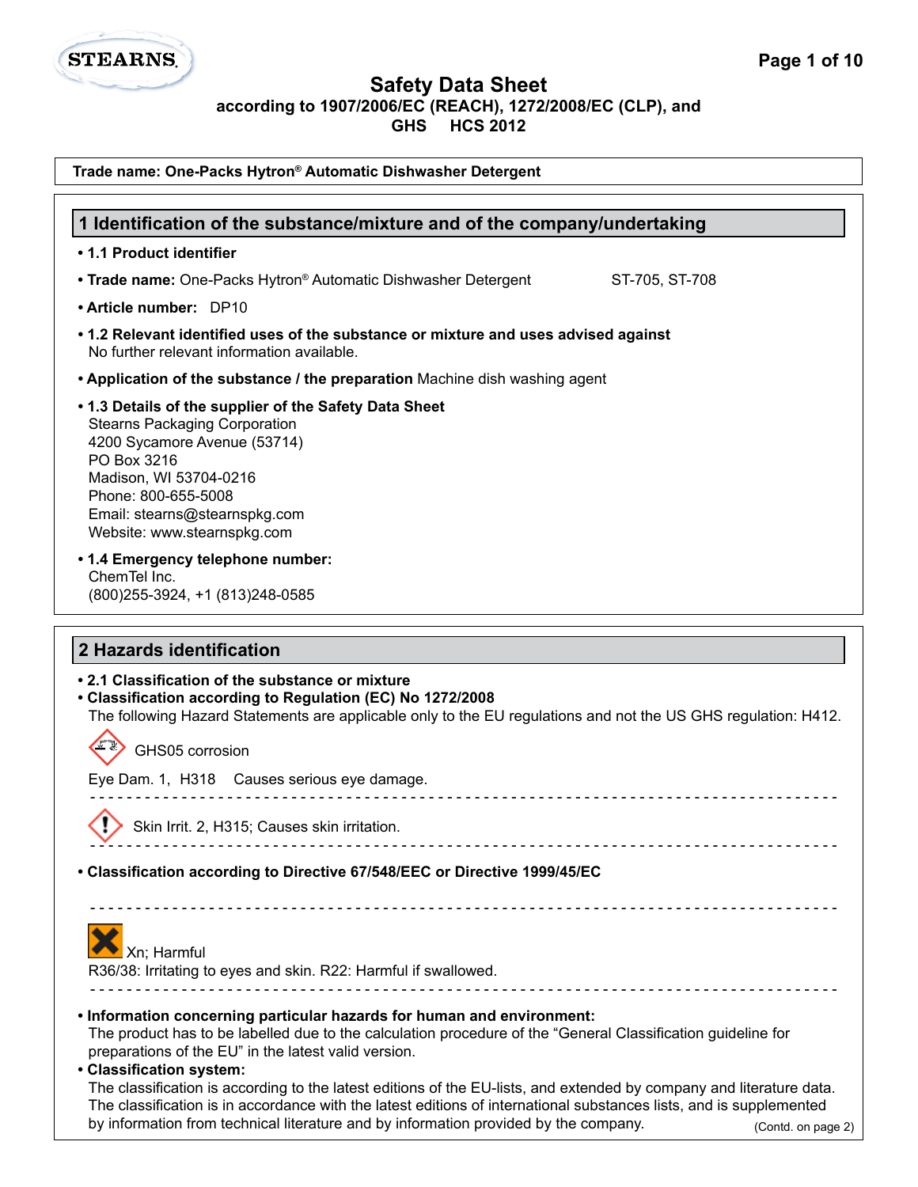STEARNS

# Safety Data Sheet

**according to 1907/2006/EC (REACH), 1272/2008/EC (CLP), and GHS HCS 2012**

**Trade name: One-Packs Hytron® Automatic Dishwasher Detergent**

## 1 Identification of the substance/mixture and of the company/undertaking

- **1.1 Product identifier**
- **Trade name:** One-Packs Hytron® Automatic Dishwasher Detergent ST-705, ST-708
- **Article number:** DP10
- **1.2 Relevant identified uses of the substance or mixture and uses advised against**
  No further relevant information available.
- **Application of the substance / the preparation** Machine dish washing agent
- **1.3 Details of the supplier of the Safety Data Sheet**
  Stearns Packaging Corporation
  4200 Sycamore Avenue (53714)
  PO Box 3216
  Madison, WI 53704-0216
  Phone: 800-655-5008
  Email: stearns@stearnspkg.com
  Website: www.stearnspkg.com
- **1.4 Emergency telephone number:**
  ChemTel Inc.
  (800)255-3924, +1 (813)248-0585

## 2 Hazards identification

- **2.1 Classification of the substance or mixture**
- **Classification according to Regulation (EC) No 1272/2008**
  The following Hazard Statements are applicable only to the EU regulations and not the US GHS regulation: H412.

GHS05 corrosion

Eye Dam. 1, H318 Causes serious eye damage.

---

Skin Irrit. 2, H315; Causes skin irritation.

---

- **Classification according to Directive 67/548/EEC or Directive 1999/45/EC**

---

Xn; Harmful
R36/38: Irritating to eyes and skin. R22: Harmful if swallowed.

---

- **Information concerning particular hazards for human and environment:**
  The product has to be labelled due to the calculation procedure of the "General Classification guideline for preparations of the EU" in the latest valid version.
- **Classification system:**
  The classification is according to the latest editions of the EU-lists, and extended by company and literature data.
  The classification is in accordance with the latest editions of international substances lists, and is supplemented by information from technical literature and by information provided by the company.

(Contd. on page 2)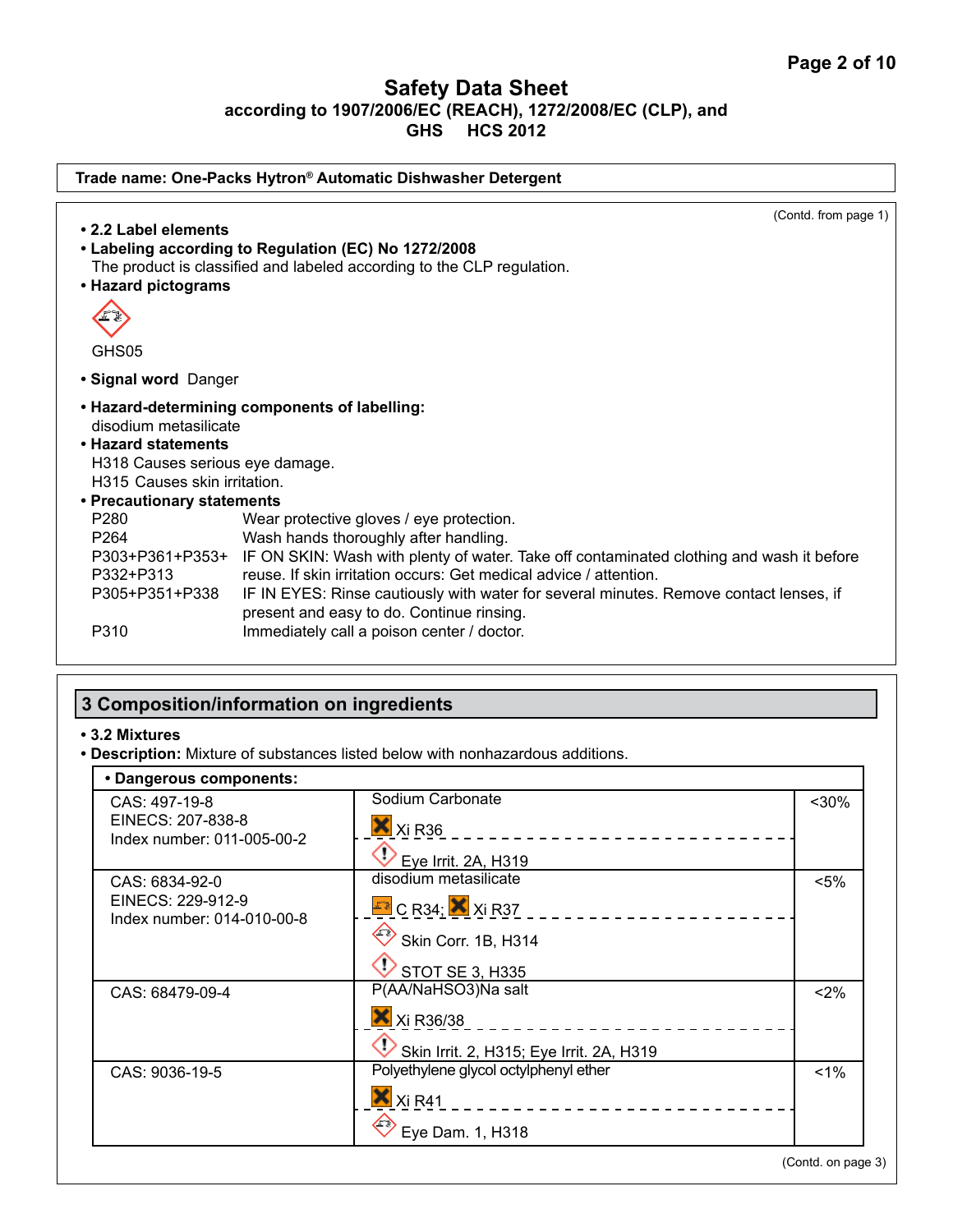# Safety Data Sheet

**according to 1907/2006/EC (REACH), 1272/2008/EC (CLP), and GHS HCS 2012**

**Trade name: One-Packs Hytron® Automatic Dishwasher Detergent**

(Contd. from page 1)

- **2.2 Label elements**
- **Labeling according to Regulation (EC) No 1272/2008**
  The product is classified and labeled according to the CLP regulation.
- **Hazard pictograms**

GHS05

- **Signal word** Danger
- **Hazard-determining components of labelling:**
  disodium metasilicate
- **Hazard statements**
  H318 Causes serious eye damage.
  H315 Causes skin irritation.
- **Precautionary statements**

| | |
|---|---|
| P280 | Wear protective gloves / eye protection. |
| P264 | Wash hands thoroughly after handling. |
| P303+P361+P353+P332+P313 | IF ON SKIN: Wash with plenty of water. Take off contaminated clothing and wash it before reuse. If skin irritation occurs: Get medical advice / attention. |
| P305+P351+P338 | IF IN EYES: Rinse cautiously with water for several minutes. Remove contact lenses, if present and easy to do. Continue rinsing. |
| P310 | Immediately call a poison center / doctor. |

## 3 Composition/information on ingredients

- **3.2 Mixtures**
- **Description:** Mixture of substances listed below with nonhazardous additions.

| • Dangerous components: | | |
|---|---|---|
| CAS: 497-19-8<br>EINECS: 207-838-8<br>Index number: 011-005-00-2 | Sodium Carbonate<br>Xi R36<br>Eye Irrit. 2A, H319 | <30% |
| CAS: 6834-92-0<br>EINECS: 229-912-9<br>Index number: 014-010-00-8 | disodium metasilicate<br>C R34; Xi R37<br>Skin Corr. 1B, H314<br>STOT SE 3, H335 | <5% |
| CAS: 68479-09-4 | P(AA/NaHSO3)Na salt<br>Xi R36/38<br>Skin Irrit. 2, H315; Eye Irrit. 2A, H319 | <2% |
| CAS: 9036-19-5 | Polyethylene glycol octylphenyl ether<br>Xi R41<br>Eye Dam. 1, H318 | <1% |

(Contd. on page 3)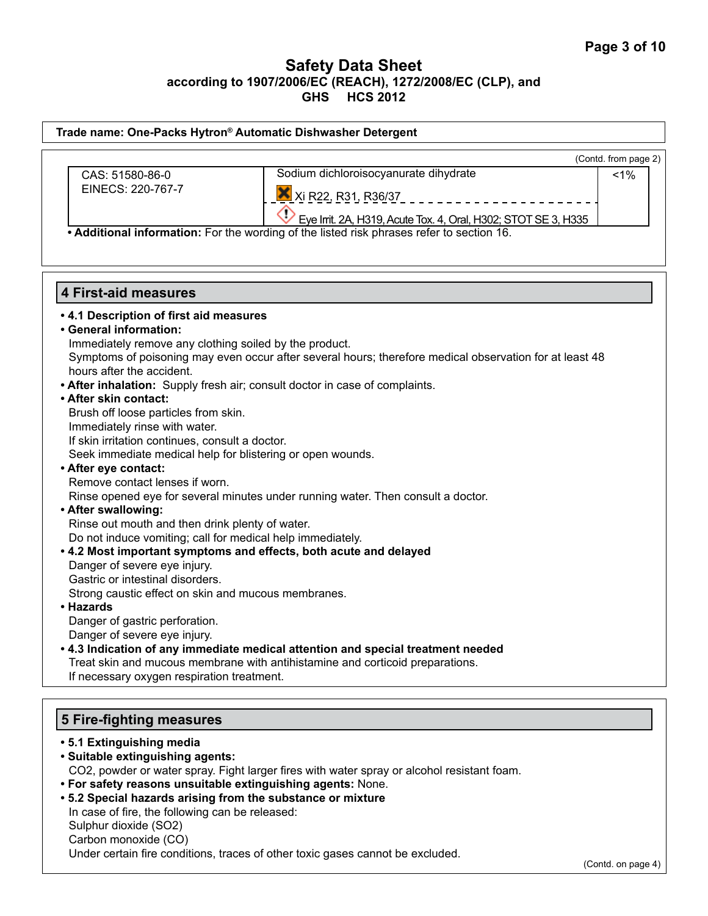# Safety Data Sheet

**according to 1907/2006/EC (REACH), 1272/2008/EC (CLP), and GHS HCS 2012**

**Trade name: One-Packs Hytron® Automatic Dishwasher Detergent**

(Contd. from page 2)

| | | |
|---|---|---|
| CAS: 51580-86-0<br>EINECS: 220-767-7 | Sodium dichloroisocyanurate dihydrate<br>Xi R22, R31, R36/37<br>Eye Irrit. 2A, H319, Acute Tox. 4, Oral, H302; STOT SE 3, H335 | <1% |

- **Additional information:** For the wording of the listed risk phrases refer to section 16.

## 4 First-aid measures

- **4.1 Description of first aid measures**
- **General information:**
  Immediately remove any clothing soiled by the product.
  Symptoms of poisoning may even occur after several hours; therefore medical observation for at least 48 hours after the accident.
- **After inhalation:** Supply fresh air; consult doctor in case of complaints.
- **After skin contact:**
  Brush off loose particles from skin.
  Immediately rinse with water.
  If skin irritation continues, consult a doctor.
  Seek immediate medical help for blistering or open wounds.
- **After eye contact:**
  Remove contact lenses if worn.
  Rinse opened eye for several minutes under running water. Then consult a doctor.
- **After swallowing:**
  Rinse out mouth and then drink plenty of water.
  Do not induce vomiting; call for medical help immediately.
- **4.2 Most important symptoms and effects, both acute and delayed**
  Danger of severe eye injury.
  Gastric or intestinal disorders.
  Strong caustic effect on skin and mucous membranes.
- **Hazards**
  Danger of gastric perforation.
  Danger of severe eye injury.
- **4.3 Indication of any immediate medical attention and special treatment needed**
  Treat skin and mucous membrane with antihistamine and corticoid preparations.
  If necessary oxygen respiration treatment.

## 5 Fire-fighting measures

- **5.1 Extinguishing media**
- **Suitable extinguishing agents:**
  $CO_2$, powder or water spray. Fight larger fires with water spray or alcohol resistant foam.
- **For safety reasons unsuitable extinguishing agents:** None.
- **5.2 Special hazards arising from the substance or mixture**
  In case of fire, the following can be released:
  Sulphur dioxide ($SO_2$)
  Carbon monoxide (CO)
  Under certain fire conditions, traces of other toxic gases cannot be excluded.

(Contd. on page 4)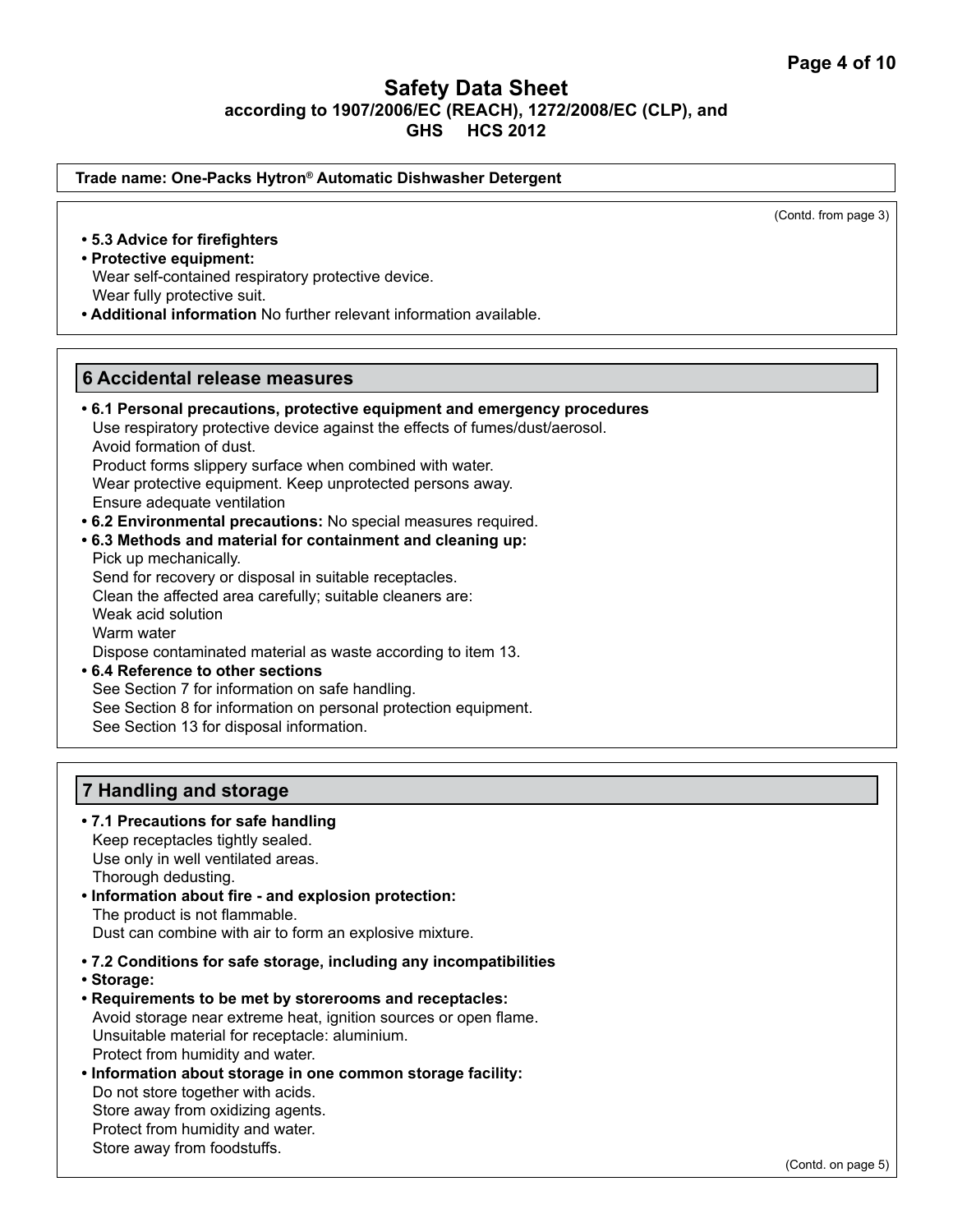**Trade name: One-Packs Hytron® Automatic Dishwasher Detergent**

(Contd. from page 3)

- **5.3 Advice for firefighters**
- **Protective equipment:**
  Wear self-contained respiratory protective device.
  Wear fully protective suit.
- **Additional information** No further relevant information available.

## 6 Accidental release measures

- **6.1 Personal precautions, protective equipment and emergency procedures**
  Use respiratory protective device against the effects of fumes/dust/aerosol.
  Avoid formation of dust.
  Product forms slippery surface when combined with water.
  Wear protective equipment. Keep unprotected persons away.
  Ensure adequate ventilation
- **6.2 Environmental precautions:** No special measures required.
- **6.3 Methods and material for containment and cleaning up:**
  Pick up mechanically.
  Send for recovery or disposal in suitable receptacles.
  Clean the affected area carefully; suitable cleaners are:
  Weak acid solution
  Warm water
  Dispose contaminated material as waste according to item 13.
- **6.4 Reference to other sections**
  See Section 7 for information on safe handling.
  See Section 8 for information on personal protection equipment.
  See Section 13 for disposal information.

## 7 Handling and storage

- **7.1 Precautions for safe handling**
  Keep receptacles tightly sealed.
  Use only in well ventilated areas.
  Thorough dedusting.
- **Information about fire - and explosion protection:**
  The product is not flammable.
  Dust can combine with air to form an explosive mixture.
- **7.2 Conditions for safe storage, including any incompatibilities**
- **Storage:**
- **Requirements to be met by storerooms and receptacles:**
  Avoid storage near extreme heat, ignition sources or open flame.
  Unsuitable material for receptacle: aluminium.
  Protect from humidity and water.
- **Information about storage in one common storage facility:**
  Do not store together with acids.
  Store away from oxidizing agents.
  Protect from humidity and water.
  Store away from foodstuffs.

(Contd. on page 5)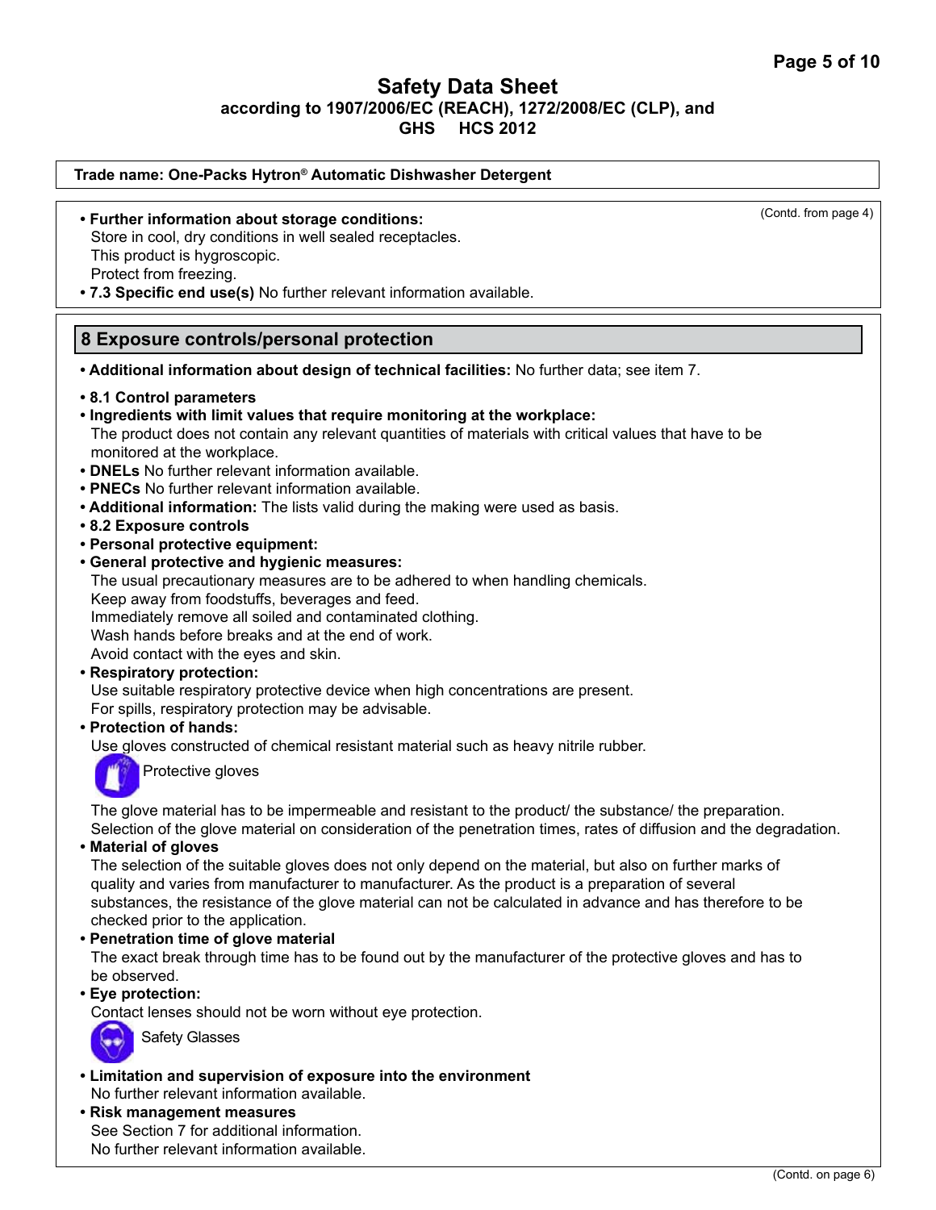# Safety Data Sheet

**according to 1907/2006/EC (REACH), 1272/2008/EC (CLP), and GHS HCS 2012**

**Trade name: One-Packs Hytron® Automatic Dishwasher Detergent**

(Contd. from page 4)

- **Further information about storage conditions:**
  Store in cool, dry conditions in well sealed receptacles.
  This product is hygroscopic.
  Protect from freezing.
- **7.3 Specific end use(s)** No further relevant information available.

## 8 Exposure controls/personal protection

- **Additional information about design of technical facilities:** No further data; see item 7.
- **8.1 Control parameters**
- **Ingredients with limit values that require monitoring at the workplace:**
  The product does not contain any relevant quantities of materials with critical values that have to be monitored at the workplace.
- **DNELs** No further relevant information available.
- **PNECs** No further relevant information available.
- **Additional information:** The lists valid during the making were used as basis.
- **8.2 Exposure controls**
- **Personal protective equipment:**
- **General protective and hygienic measures:**
  The usual precautionary measures are to be adhered to when handling chemicals.
  Keep away from foodstuffs, beverages and feed.
  Immediately remove all soiled and contaminated clothing.
  Wash hands before breaks and at the end of work.
  Avoid contact with the eyes and skin.
- **Respiratory protection:**
  Use suitable respiratory protective device when high concentrations are present.
  For spills, respiratory protection may be advisable.
- **Protection of hands:**
  Use gloves constructed of chemical resistant material such as heavy nitrile rubber.
  Protective gloves

  The glove material has to be impermeable and resistant to the product/ the substance/ the preparation.
  Selection of the glove material on consideration of the penetration times, rates of diffusion and the degradation.
- **Material of gloves**
  The selection of the suitable gloves does not only depend on the material, but also on further marks of quality and varies from manufacturer to manufacturer. As the product is a preparation of several substances, the resistance of the glove material can not be calculated in advance and has therefore to be checked prior to the application.
- **Penetration time of glove material**
  The exact break through time has to be found out by the manufacturer of the protective gloves and has to be observed.
- **Eye protection:**
  Contact lenses should not be worn without eye protection.
  Safety Glasses
- **Limitation and supervision of exposure into the environment**
  No further relevant information available.
- **Risk management measures**
  See Section 7 for additional information.
  No further relevant information available.

(Contd. on page 6)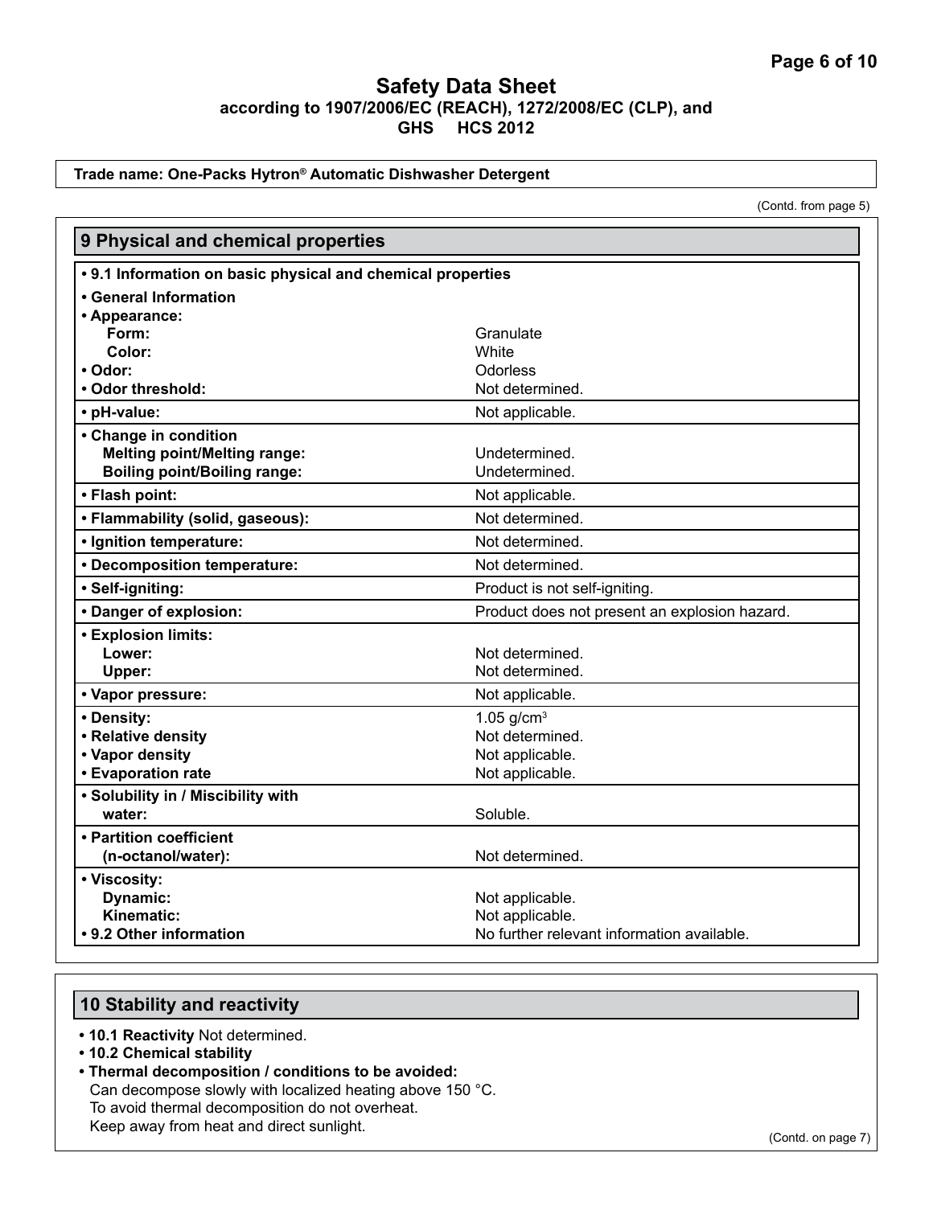Trade name: One-Packs Hytron® Automatic Dishwasher Detergent

(Contd. from page 5)

## 9 Physical and chemical properties

| | |
|---|---|
| **• 9.1 Information on basic physical and chemical properties** | |
| **• General Information** | |
| **• Appearance:** | |
| **Form:** | Granulate |
| **Color:** | White |
| **• Odor:** | Odorless |
| **• Odor threshold:** | Not determined. |
| **• pH-value:** | Not applicable. |
| **• Change in condition** | |
| **Melting point/Melting range:** | Undetermined. |
| **Boiling point/Boiling range:** | Undetermined. |
| **• Flash point:** | Not applicable. |
| **• Flammability (solid, gaseous):** | Not determined. |
| **• Ignition temperature:** | Not determined. |
| **• Decomposition temperature:** | Not determined. |
| **• Self-igniting:** | Product is not self-igniting. |
| **• Danger of explosion:** | Product does not present an explosion hazard. |
| **• Explosion limits:** | |
| **Lower:** | Not determined. |
| **Upper:** | Not determined. |
| **• Vapor pressure:** | Not applicable. |
| **• Density:** | 1.05 g/cm³ |
| **• Relative density** | Not determined. |
| **• Vapor density** | Not applicable. |
| **• Evaporation rate** | Not applicable. |
| **• Solubility in / Miscibility with water:** | Soluble. |
| **• Partition coefficient (n-octanol/water):** | Not determined. |
| **• Viscosity:** | |
| **Dynamic:** | Not applicable. |
| **Kinematic:** | Not applicable. |
| **• 9.2 Other information** | No further relevant information available. |

## 10 Stability and reactivity

- **10.1 Reactivity** Not determined.
- **10.2 Chemical stability**
- **Thermal decomposition / conditions to be avoided:**
  Can decompose slowly with localized heating above 150 °C.
  To avoid thermal decomposition do not overheat.
  Keep away from heat and direct sunlight.

(Contd. on page 7)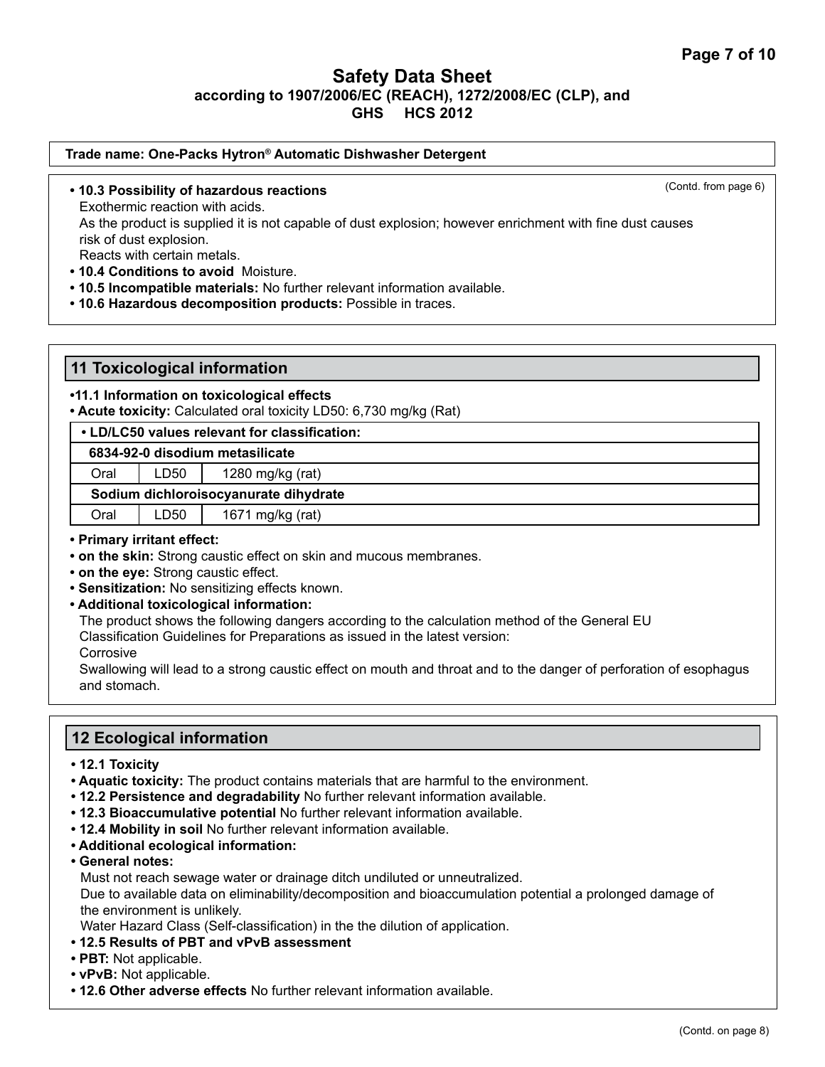**Trade name: One-Packs Hytron® Automatic Dishwasher Detergent**

(Contd. from page 6)

- **10.3 Possibility of hazardous reactions**
  Exothermic reaction with acids.
  As the product is supplied it is not capable of dust explosion; however enrichment with fine dust causes risk of dust explosion.
  Reacts with certain metals.
- **10.4 Conditions to avoid** Moisture.
- **10.5 Incompatible materials:** No further relevant information available.
- **10.6 Hazardous decomposition products:** Possible in traces.

## 11 Toxicological information

- **11.1 Information on toxicological effects**
- **Acute toxicity:** Calculated oral toxicity LD50: 6,730 mg/kg (Rat)

| • LD/LC50 values relevant for classification: | | |
|---|---|---|
| **6834-92-0 disodium metasilicate** | | |
| Oral | LD50 | 1280 mg/kg (rat) |
| **Sodium dichloroisocyanurate dihydrate** | | |
| Oral | LD50 | 1671 mg/kg (rat) |

- **Primary irritant effect:**
- **on the skin:** Strong caustic effect on skin and mucous membranes.
- **on the eye:** Strong caustic effect.
- **Sensitization:** No sensitizing effects known.
- **Additional toxicological information:**
  The product shows the following dangers according to the calculation method of the General EU Classification Guidelines for Preparations as issued in the latest version:
  Corrosive
  Swallowing will lead to a strong caustic effect on mouth and throat and to the danger of perforation of esophagus and stomach.

## 12 Ecological information

- **12.1 Toxicity**
- **Aquatic toxicity:** The product contains materials that are harmful to the environment.
- **12.2 Persistence and degradability** No further relevant information available.
- **12.3 Bioaccumulative potential** No further relevant information available.
- **12.4 Mobility in soil** No further relevant information available.
- **Additional ecological information:**
- **General notes:**
  Must not reach sewage water or drainage ditch undiluted or unneutralized.
  Due to available data on eliminability/decomposition and bioaccumulation potential a prolonged damage of the environment is unlikely.
  Water Hazard Class (Self-classification) in the the dilution of application.
- **12.5 Results of PBT and vPvB assessment**
- **PBT:** Not applicable.
- **vPvB:** Not applicable.
- **12.6 Other adverse effects** No further relevant information available.

(Contd. on page 8)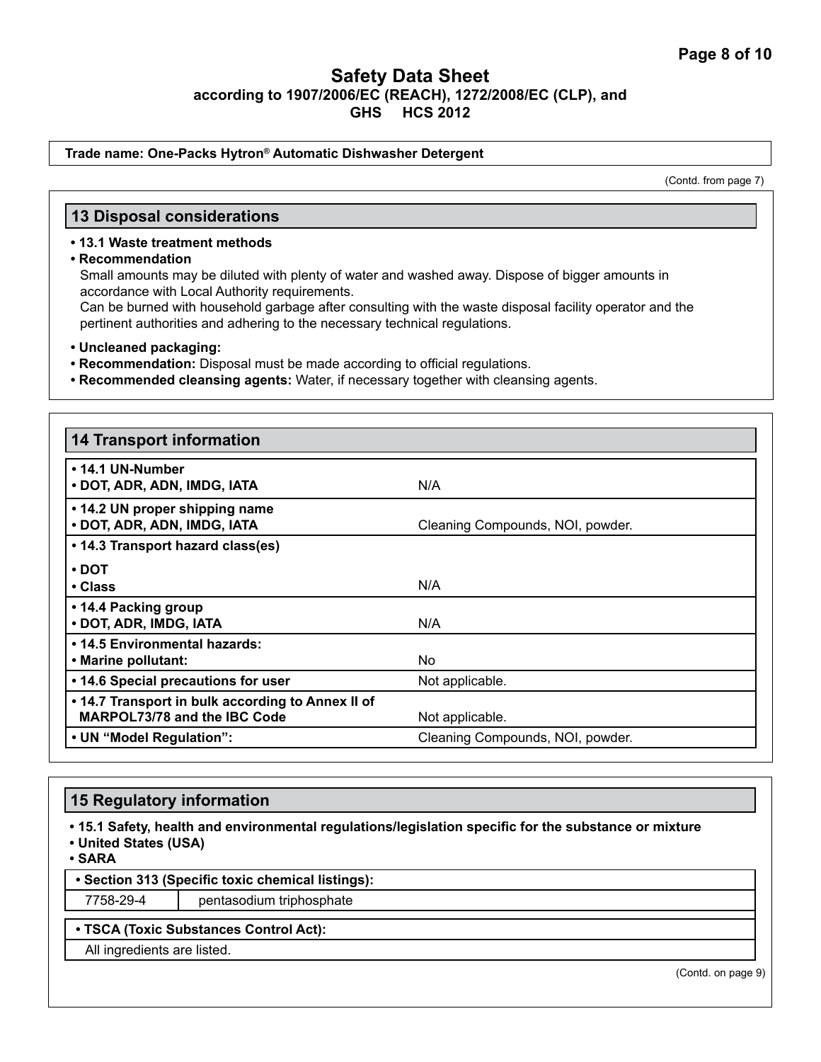**Trade name: One-Packs Hytron® Automatic Dishwasher Detergent**

(Contd. from page 7)

## 13 Disposal considerations

- **13.1 Waste treatment methods**
- **Recommendation**
  Small amounts may be diluted with plenty of water and washed away. Dispose of bigger amounts in accordance with Local Authority requirements.
  Can be burned with household garbage after consulting with the waste disposal facility operator and the pertinent authorities and adhering to the necessary technical regulations.

- **Uncleaned packaging:**
- **Recommendation:** Disposal must be made according to official regulations.
- **Recommended cleansing agents:** Water, if necessary together with cleansing agents.

## 14 Transport information

| | |
|---|---|
| **• 14.1 UN-Number** <br> **• DOT, ADR, ADN, IMDG, IATA** | N/A |
| **• 14.2 UN proper shipping name** <br> **• DOT, ADR, ADN, IMDG, IATA** | Cleaning Compounds, NOI, powder. |
| **• 14.3 Transport hazard class(es)** <br> **• DOT** <br> **• Class** | N/A |
| **• 14.4 Packing group** <br> **• DOT, ADR, IMDG, IATA** | N/A |
| **• 14.5 Environmental hazards:** <br> **• Marine pollutant:** | No |
| **• 14.6 Special precautions for user** | Not applicable. |
| **• 14.7 Transport in bulk according to Annex II of MARPOL73/78 and the IBC Code** | Not applicable. |
| **• UN "Model Regulation":** | Cleaning Compounds, NOI, powder. |

## 15 Regulatory information

- **15.1 Safety, health and environmental regulations/legislation specific for the substance or mixture**
- **United States (USA)**
- **SARA**

| **• Section 313 (Specific toxic chemical listings):** | |
|---|---|
| 7758-29-4 | pentasodium triphosphate |

**• TSCA (Toxic Substances Control Act):**

All ingredients are listed.

(Contd. on page 9)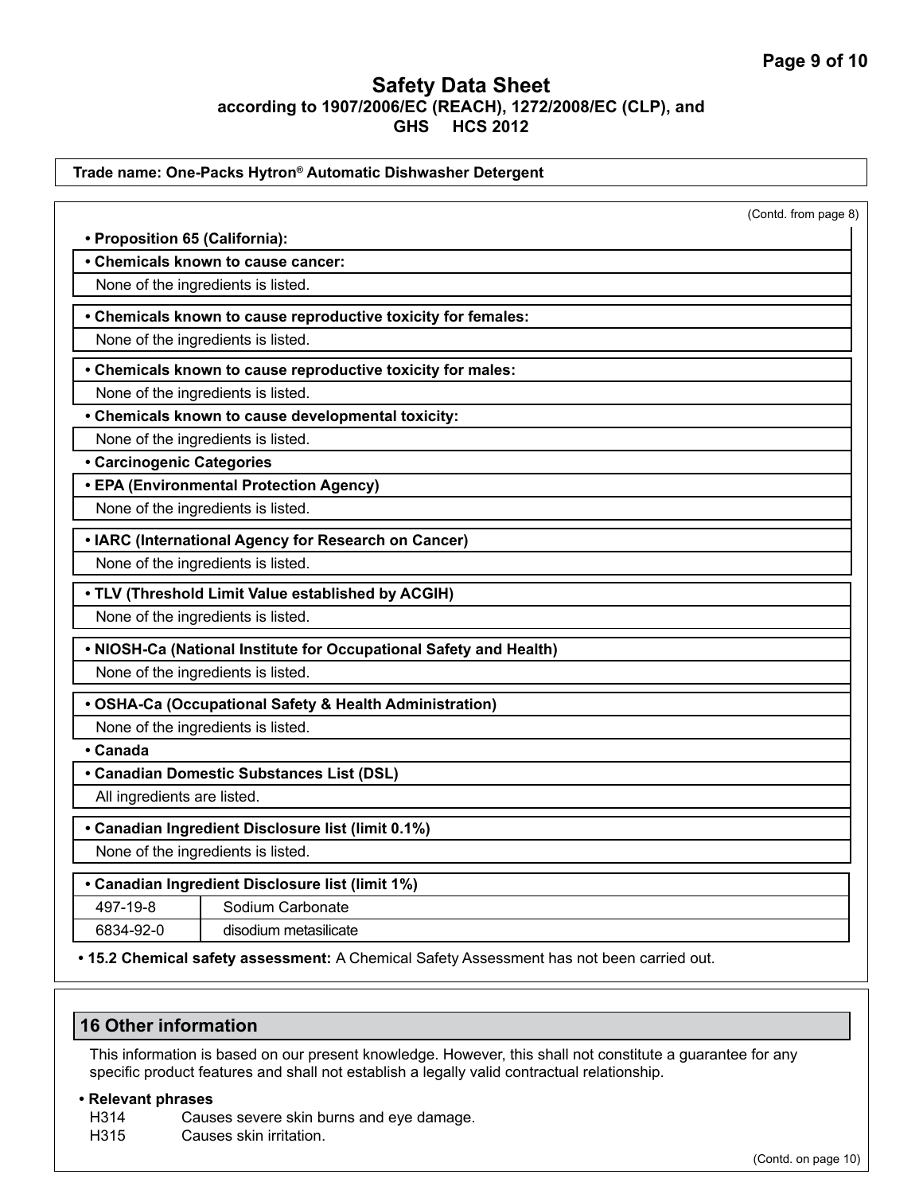**Safety Data Sheet**
**according to 1907/2006/EC (REACH), 1272/2008/EC (CLP), and GHS HCS 2012**

**Trade name: One-Packs Hytron® Automatic Dishwasher Detergent**

(Contd. from page 8)

- **Proposition 65 (California):**
- **Chemicals known to cause cancer:**

  None of the ingredients is listed.

- **Chemicals known to cause reproductive toxicity for females:**

  None of the ingredients is listed.

- **Chemicals known to cause reproductive toxicity for males:**

  None of the ingredients is listed.

- **Chemicals known to cause developmental toxicity:**

  None of the ingredients is listed.

- **Carcinogenic Categories**
- **EPA (Environmental Protection Agency)**

  None of the ingredients is listed.

- **IARC (International Agency for Research on Cancer)**

  None of the ingredients is listed.

- **TLV (Threshold Limit Value established by ACGIH)**

  None of the ingredients is listed.

- **NIOSH-Ca (National Institute for Occupational Safety and Health)**

  None of the ingredients is listed.

- **OSHA-Ca (Occupational Safety & Health Administration)**

  None of the ingredients is listed.

- **Canada**
- **Canadian Domestic Substances List (DSL)**

  All ingredients are listed.

- **Canadian Ingredient Disclosure list (limit 0.1%)**

  None of the ingredients is listed.

- **Canadian Ingredient Disclosure list (limit 1%)**

| | |
|---|---|
| 497-19-8 | Sodium Carbonate |
| 6834-92-0 | disodium metasilicate |

- **15.2 Chemical safety assessment:** A Chemical Safety Assessment has not been carried out.

## 16 Other information

This information is based on our present knowledge. However, this shall not constitute a guarantee for any specific product features and shall not establish a legally valid contractual relationship.

- **Relevant phrases**

  H314 Causes severe skin burns and eye damage.

  H315 Causes skin irritation.

(Contd. on page 10)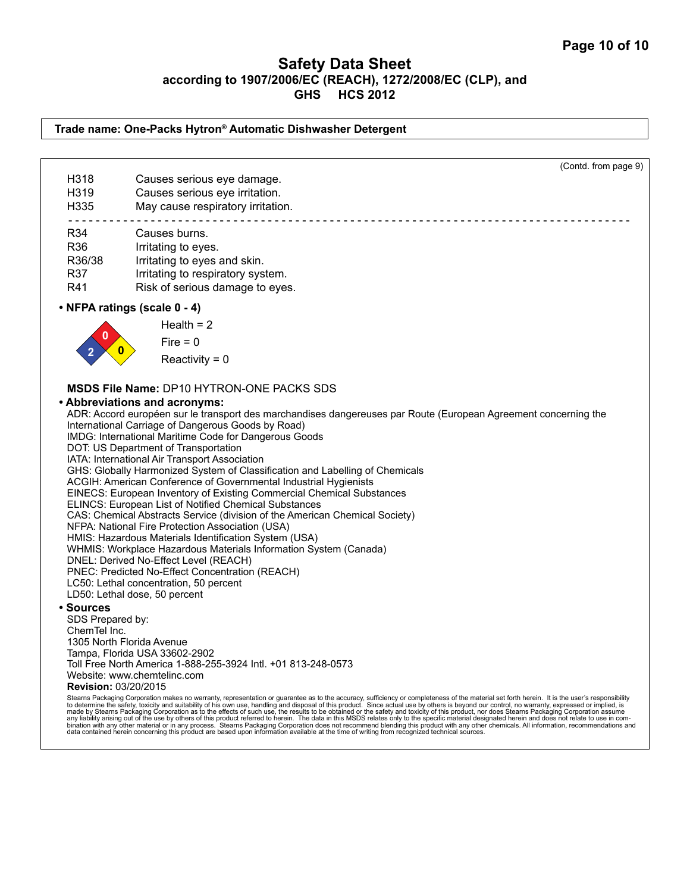**Safety Data Sheet**
**according to 1907/2006/EC (REACH), 1272/2008/EC (CLP), and GHS HCS 2012**

**Trade name: One-Packs Hytron® Automatic Dishwasher Detergent**

(Contd. from page 9)

| | |
|---|---|
| H318 | Causes serious eye damage. |
| H319 | Causes serious eye irritation. |
| H335 | May cause respiratory irritation. |

---

| | |
|---|---|
| R34 | Causes burns. |
| R36 | Irritating to eyes. |
| R36/38 | Irritating to eyes and skin. |
| R37 | Irritating to respiratory system. |
| R41 | Risk of serious damage to eyes. |

**• NFPA ratings (scale 0 - 4)**

Health = 2
Fire = 0
Reactivity = 0

**MSDS File Name:** DP10 HYTRON-ONE PACKS SDS

**• Abbreviations and acronyms:**

ADR: Accord européen sur le transport des marchandises dangereuses par Route (European Agreement concerning the International Carriage of Dangerous Goods by Road)
IMDG: International Maritime Code for Dangerous Goods
DOT: US Department of Transportation
IATA: International Air Transport Association
GHS: Globally Harmonized System of Classification and Labelling of Chemicals
ACGIH: American Conference of Governmental Industrial Hygienists
EINECS: European Inventory of Existing Commercial Chemical Substances
ELINCS: European List of Notified Chemical Substances
CAS: Chemical Abstracts Service (division of the American Chemical Society)
NFPA: National Fire Protection Association (USA)
HMIS: Hazardous Materials Identification System (USA)
WHMIS: Workplace Hazardous Materials Information System (Canada)
DNEL: Derived No-Effect Level (REACH)
PNEC: Predicted No-Effect Concentration (REACH)
LC50: Lethal concentration, 50 percent
LD50: Lethal dose, 50 percent

**• Sources**

SDS Prepared by:
ChemTel Inc.
1305 North Florida Avenue
Tampa, Florida USA 33602-2902
Toll Free North America 1-888-255-3924 Intl. +01 813-248-0573
Website: www.chemtelinc.com

**Revision:** 03/20/2015

Stearns Packaging Corporation makes no warranty, representation or guarantee as to the accuracy, sufficiency or completeness of the material set forth herein. It is the user's responsibility to determine the safety, toxicity and suitability of his own use, handling and disposal of this product. Since actual use by others is beyond our control, no warranty, expressed or implied, is made by Stearns Packaging Corporation as to the effects of such use, the results to be obtained or the safety and toxicity of this product, nor does Stearns Packaging Corporation assume any liability arising out of the use by others of this product referred to herein. The data in this MSDS relates only to the specific material designated herein and does not relate to use in combination with any other material or in any process. Stearns Packaging Corporation does not recommend blending this product with any other chemicals. All information, recommendations and data contained herein concerning this product are based upon information available at the time of writing from recognized technical sources.